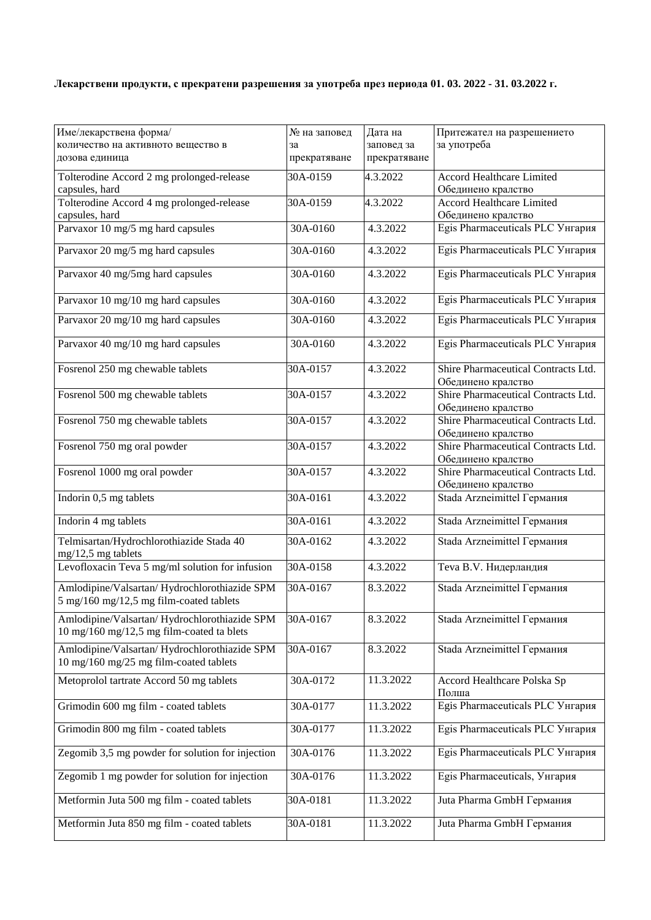**Лекарствени продукти, с прекратени разрешения за употреба през периода 01. 03. 2022 - 31. 03.2022 г.**

| Име/лекарствена форма/ количество на активното вещество в дозова единица | № на заповед за прекратяване | Дата на заповед за прекратяване | Притежател на разрешението за употреба |
|---|---|---|---|
| Tolterodine Accord 2 mg prolonged-release capsules, hard | 30А-0159 | 4.3.2022 | Accord Healthcare Limited Обединено кралство |
| Tolterodine Accord 4 mg prolonged-release capsules, hard | 30А-0159 | 4.3.2022 | Accord Healthcare Limited Обединено кралство |
| Parvaxor 10 mg/5 mg hard capsules | 30А-0160 | 4.3.2022 | Egis Pharmaceuticals PLC Унгария |
| Parvaxor 20 mg/5 mg hard capsules | 30А-0160 | 4.3.2022 | Egis Pharmaceuticals PLC Унгария |
| Parvaxor 40 mg/5mg hard capsules | 30А-0160 | 4.3.2022 | Egis Pharmaceuticals PLC Унгария |
| Parvaxor 10 mg/10 mg hard capsules | 30А-0160 | 4.3.2022 | Egis Pharmaceuticals PLC Унгария |
| Parvaxor 20 mg/10 mg hard capsules | 30А-0160 | 4.3.2022 | Egis Pharmaceuticals PLC Унгария |
| Parvaxor 40 mg/10 mg hard capsules | 30А-0160 | 4.3.2022 | Egis Pharmaceuticals PLC Унгария |
| Fosrenol 250 mg chewable tablets | 30А-0157 | 4.3.2022 | Shire Pharmaceutical Contracts Ltd. Обединено кралство |
| Fosrenol 500 mg chewable tablets | 30А-0157 | 4.3.2022 | Shire Pharmaceutical Contracts Ltd. Обединено кралство |
| Fosrenol 750 mg chewable tablets | 30А-0157 | 4.3.2022 | Shire Pharmaceutical Contracts Ltd. Обединено кралство |
| Fosrenol 750 mg oral powder | 30А-0157 | 4.3.2022 | Shire Pharmaceutical Contracts Ltd. Обединено кралство |
| Fosrenol 1000 mg oral powder | 30А-0157 | 4.3.2022 | Shire Pharmaceutical Contracts Ltd. Обединено кралство |
| Indorin 0,5 mg tablets | 30А-0161 | 4.3.2022 | Stada Arzneimittel Германия |
| Indorin 4 mg tablets | 30А-0161 | 4.3.2022 | Stada Arzneimittel Германия |
| Telmisartan/Hydrochlorothiazide Stada 40 mg/12,5 mg tablets | 30А-0162 | 4.3.2022 | Stada Arzneimittel Германия |
| Levofloxacin Teva 5 mg/ml solution for infusion | 30А-0158 | 4.3.2022 | Teva B.V. Нидерландия |
| Amlodipine/Valsartan/ Hydrochlorothiazide SPM 5 mg/160 mg/12,5 mg film-coated tablets | 30А-0167 | 8.3.2022 | Stada Arzneimittel Германия |
| Amlodipine/Valsartan/ Hydrochlorothiazide SPM 10 mg/160 mg/12,5 mg film-coated ta blets | 30А-0167 | 8.3.2022 | Stada Arzneimittel Германия |
| Amlodipine/Valsartan/ Hydrochlorothiazide SPM 10 mg/160 mg/25 mg film-coated tablets | 30А-0167 | 8.3.2022 | Stada Arzneimittel Германия |
| Metoprolol tartrate Accord 50 mg tablets | 30А-0172 | 11.3.2022 | Accord Healthcare Polska Sp Полша |
| Grimodin 600 mg film - coated tablets | 30А-0177 | 11.3.2022 | Egis Pharmaceuticals PLC Унгария |
| Grimodin 800 mg film - coated tablets | 30А-0177 | 11.3.2022 | Egis Pharmaceuticals PLC Унгария |
| Zegomib 3,5 mg powder for solution for injection | 30А-0176 | 11.3.2022 | Egis Pharmaceuticals PLC Унгария |
| Zegomib 1 mg powder for solution for injection | 30А-0176 | 11.3.2022 | Egis Pharmaceuticals, Унгария |
| Metformin Juta 500 mg film - coated tablets | 30А-0181 | 11.3.2022 | Juta Pharma GmbH Германия |
| Metformin Juta 850 mg film - coated tablets | 30А-0181 | 11.3.2022 | Juta Pharma GmbH Германия |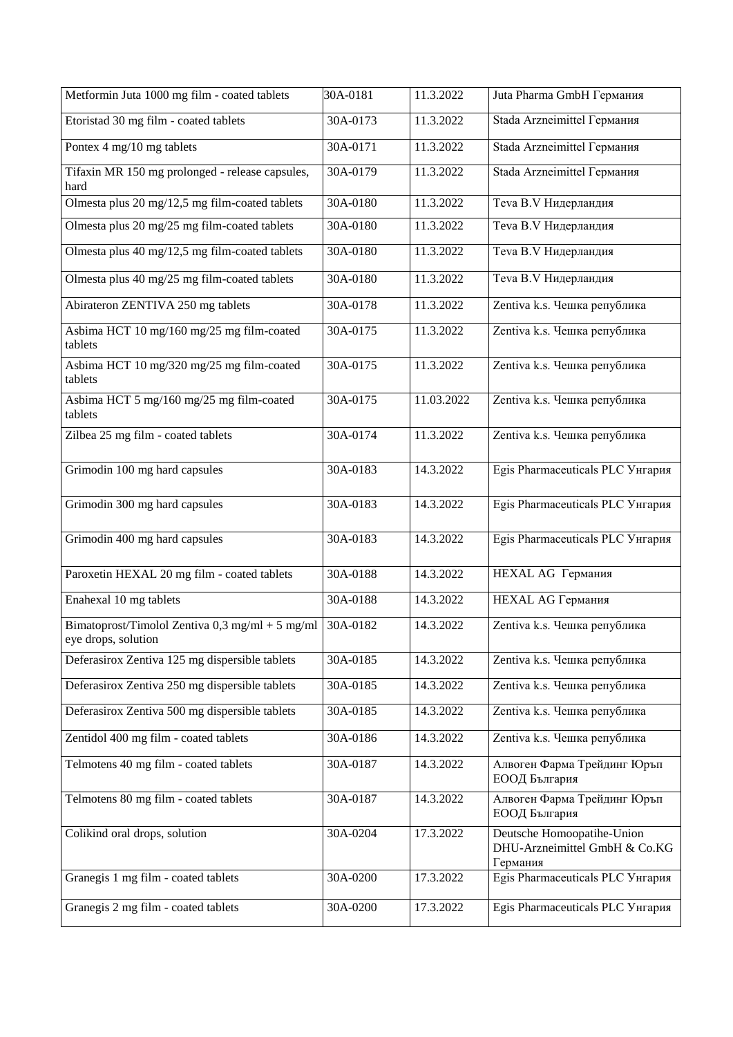| Metformin Juta 1000 mg film - coated tablets | 30A-0181 | 11.3.2022 | Juta Pharma GmbH Германия |
|---|---|---|---|
| Etoristad 30 mg film - coated tablets | 30A-0173 | 11.3.2022 | Stada Arzneimittel Германия |
| Pontex 4 mg/10 mg tablets | 30A-0171 | 11.3.2022 | Stada Arzneimittel Германия |
| Tifaxin MR 150 mg prolonged - release capsules, hard | 30A-0179 | 11.3.2022 | Stada Arzneimittel Германия |
| Olmesta plus 20 mg/12,5 mg film-coated tablets | 30A-0180 | 11.3.2022 | Teva B.V Нидерландия |
| Olmesta plus 20 mg/25 mg film-coated tablets | 30A-0180 | 11.3.2022 | Teva B.V Нидерландия |
| Olmesta plus 40 mg/12,5 mg film-coated tablets | 30A-0180 | 11.3.2022 | Teva B.V Нидерландия |
| Olmesta plus 40 mg/25 mg film-coated tablets | 30A-0180 | 11.3.2022 | Teva B.V Нидерландия |
| Abirateron ZENTIVA 250 mg tablets | 30A-0178 | 11.3.2022 | Zentiva k.s. Чешка република |
| Asbima HCT 10 mg/160 mg/25 mg film-coated tablets | 30A-0175 | 11.3.2022 | Zentiva k.s. Чешка република |
| Asbima HCT 10 mg/320 mg/25 mg film-coated tablets | 30A-0175 | 11.3.2022 | Zentiva k.s. Чешка република |
| Asbima HCT 5 mg/160 mg/25 mg film-coated tablets | 30A-0175 | 11.03.2022 | Zentiva k.s. Чешка република |
| Zilbea 25 mg film - coated tablets | 30A-0174 | 11.3.2022 | Zentiva k.s. Чешка република |
| Grimodin 100 mg hard capsules | 30A-0183 | 14.3.2022 | Egis Pharmaceuticals PLC Унгария |
| Grimodin 300 mg hard capsules | 30A-0183 | 14.3.2022 | Egis Pharmaceuticals PLC Унгария |
| Grimodin 400 mg hard capsules | 30A-0183 | 14.3.2022 | Egis Pharmaceuticals PLC Унгария |
| Paroxetin HEXAL 20 mg film - coated tablets | 30A-0188 | 14.3.2022 | HEXAL AG Германия |
| Enahexal 10 mg tablets | 30A-0188 | 14.3.2022 | HEXAL AG Германия |
| Bimatoprost/Timolol Zentiva 0,3 mg/ml + 5 mg/ml eye drops, solution | 30A-0182 | 14.3.2022 | Zentiva k.s. Чешка република |
| Deferasirox Zentiva 125 mg dispersible tablets | 30A-0185 | 14.3.2022 | Zentiva k.s. Чешка република |
| Deferasirox Zentiva 250 mg dispersible tablets | 30A-0185 | 14.3.2022 | Zentiva k.s. Чешка република |
| Deferasirox Zentiva 500 mg dispersible tablets | 30A-0185 | 14.3.2022 | Zentiva k.s. Чешка република |
| Zentidol 400 mg film - coated tablets | 30A-0186 | 14.3.2022 | Zentiva k.s. Чешка република |
| Telmotens 40 mg film - coated tablets | 30A-0187 | 14.3.2022 | Алвоген Фарма Трейдинг Юръп ЕООД България |
| Telmotens 80 mg film - coated tablets | 30A-0187 | 14.3.2022 | Алвоген Фарма Трейдинг Юръп ЕООД България |
| Colikind oral drops, solution | 30A-0204 | 17.3.2022 | Deutsche Homoopatihe-Union DHU-Arzneimittel GmbH & Co.KG Германия |
| Granegis 1 mg film - coated tablets | 30A-0200 | 17.3.2022 | Egis Pharmaceuticals PLC Унгария |
| Granegis 2 mg film - coated tablets | 30A-0200 | 17.3.2022 | Egis Pharmaceuticals PLC Унгария |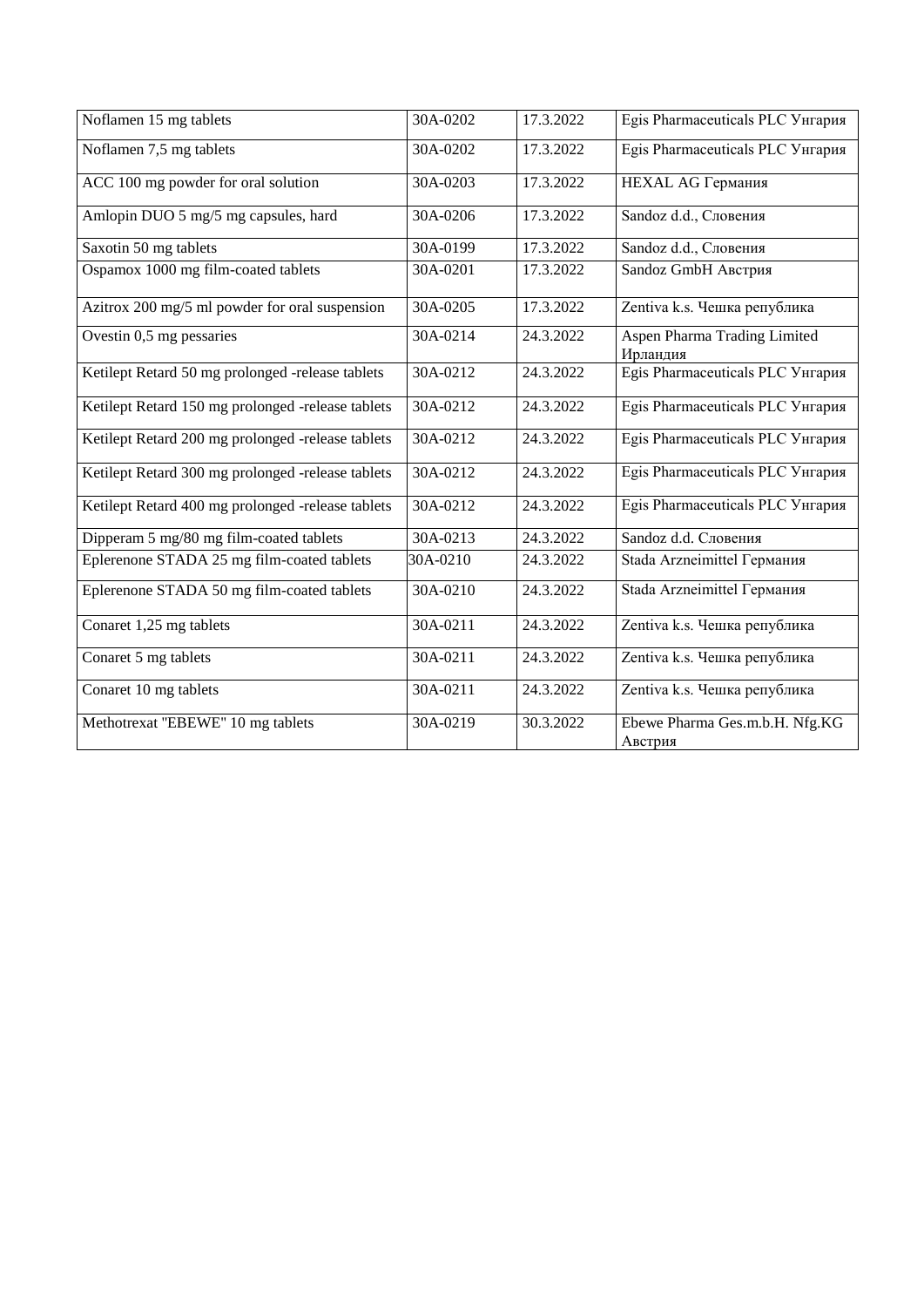| | | | |
|---|---|---|---|
| Noflamen 15 mg tablets | 30A-0202 | 17.3.2022 | Egis Pharmaceuticals PLC Унгария |
| Noflamen 7,5 mg tablets | 30A-0202 | 17.3.2022 | Egis Pharmaceuticals PLC Унгария |
| ACC 100 mg powder for oral solution | 30A-0203 | 17.3.2022 | HEXAL AG Германия |
| Amlopin DUO 5 mg/5 mg capsules, hard | 30A-0206 | 17.3.2022 | Sandoz d.d., Словения |
| Saxotin 50 mg tablets | 30A-0199 | 17.3.2022 | Sandoz d.d., Словения |
| Ospamox 1000 mg film-coated tablets | 30A-0201 | 17.3.2022 | Sandoz GmbH Австрия |
| Azitrox 200 mg/5 ml powder for oral suspension | 30A-0205 | 17.3.2022 | Zentiva k.s. Чешка република |
| Ovestin 0,5 mg pessaries | 30A-0214 | 24.3.2022 | Aspen Pharma Trading Limited Ирландия |
| Ketilept Retard 50 mg prolonged -release tablets | 30A-0212 | 24.3.2022 | Egis Pharmaceuticals PLC Унгария |
| Ketilept Retard 150 mg prolonged -release tablets | 30A-0212 | 24.3.2022 | Egis Pharmaceuticals PLC Унгария |
| Ketilept Retard 200 mg prolonged -release tablets | 30A-0212 | 24.3.2022 | Egis Pharmaceuticals PLC Унгария |
| Ketilept Retard 300 mg prolonged -release tablets | 30A-0212 | 24.3.2022 | Egis Pharmaceuticals PLC Унгария |
| Ketilept Retard 400 mg prolonged -release tablets | 30A-0212 | 24.3.2022 | Egis Pharmaceuticals PLC Унгария |
| Dipperam 5 mg/80 mg film-coated tablets | 30A-0213 | 24.3.2022 | Sandoz d.d. Словения |
| Eplerenone STADA 25 mg film-coated tablets | 30A-0210 | 24.3.2022 | Stada Arzneimittel Германия |
| Eplerenone STADA 50 mg film-coated tablets | 30A-0210 | 24.3.2022 | Stada Arzneimittel Германия |
| Conaret 1,25 mg tablets | 30A-0211 | 24.3.2022 | Zentiva k.s. Чешка република |
| Conaret 5 mg tablets | 30A-0211 | 24.3.2022 | Zentiva k.s. Чешка република |
| Conaret 10 mg tablets | 30A-0211 | 24.3.2022 | Zentiva k.s. Чешка република |
| Methotrexat "EBEWE" 10 mg tablets | 30A-0219 | 30.3.2022 | Ebewe Pharma Ges.m.b.H. Nfg.KG Австрия |